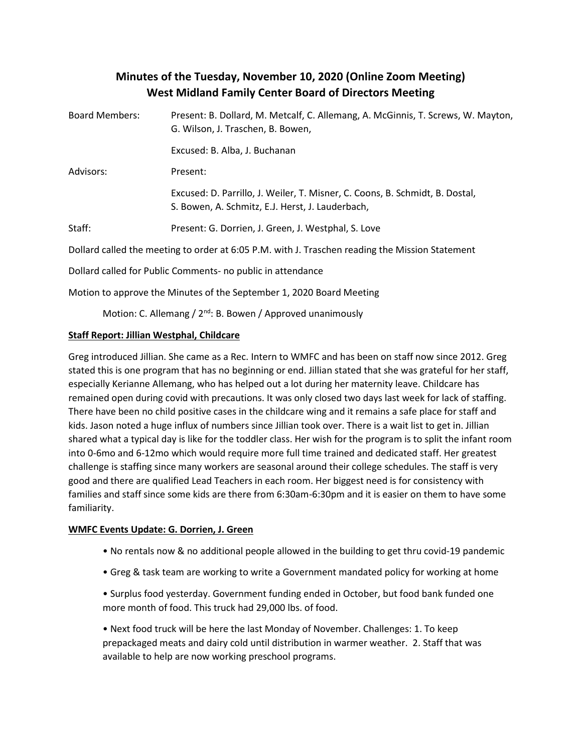# Minutes of the Tuesday, November 10, 2020 (Online Zoom Meeting)
# West Midland Family Center Board of Directors Meeting

Board Members: Present: B. Dollard, M. Metcalf, C. Allemang, A. McGinnis, T. Screws, W. Mayton, G. Wilson, J. Traschen, B. Bowen,

Excused: B. Alba, J. Buchanan

Advisors: Present:

Excused: D. Parrillo, J. Weiler, T. Misner, C. Coons, B. Schmidt, B. Dostal, S. Bowen, A. Schmitz, E.J. Herst, J. Lauderbach,

Staff: Present: G. Dorrien, J. Green, J. Westphal, S. Love

Dollard called the meeting to order at 6:05 P.M. with J. Traschen reading the Mission Statement

Dollard called for Public Comments- no public in attendance

Motion to approve the Minutes of the September 1, 2020 Board Meeting

Motion: C. Allemang / 2nd: B. Bowen / Approved unanimously

**Staff Report: Jillian Westphal, Childcare**

Greg introduced Jillian. She came as a Rec. Intern to WMFC and has been on staff now since 2012. Greg stated this is one program that has no beginning or end. Jillian stated that she was grateful for her staff, especially Kerianne Allemang, who has helped out a lot during her maternity leave. Childcare has remained open during covid with precautions. It was only closed two days last week for lack of staffing. There have been no child positive cases in the childcare wing and it remains a safe place for staff and kids. Jason noted a huge influx of numbers since Jillian took over. There is a wait list to get in. Jillian shared what a typical day is like for the toddler class. Her wish for the program is to split the infant room into 0-6mo and 6-12mo which would require more full time trained and dedicated staff. Her greatest challenge is staffing since many workers are seasonal around their college schedules. The staff is very good and there are qualified Lead Teachers in each room. Her biggest need is for consistency with families and staff since some kids are there from 6:30am-6:30pm and it is easier on them to have some familiarity.

**WMFC Events Update: G. Dorrien, J. Green**

- No rentals now & no additional people allowed in the building to get thru covid-19 pandemic
- Greg & task team are working to write a Government mandated policy for working at home
- Surplus food yesterday. Government funding ended in October, but food bank funded one more month of food. This truck had 29,000 lbs. of food.
- Next food truck will be here the last Monday of November. Challenges: 1. To keep prepackaged meats and dairy cold until distribution in warmer weather. 2. Staff that was available to help are now working preschool programs.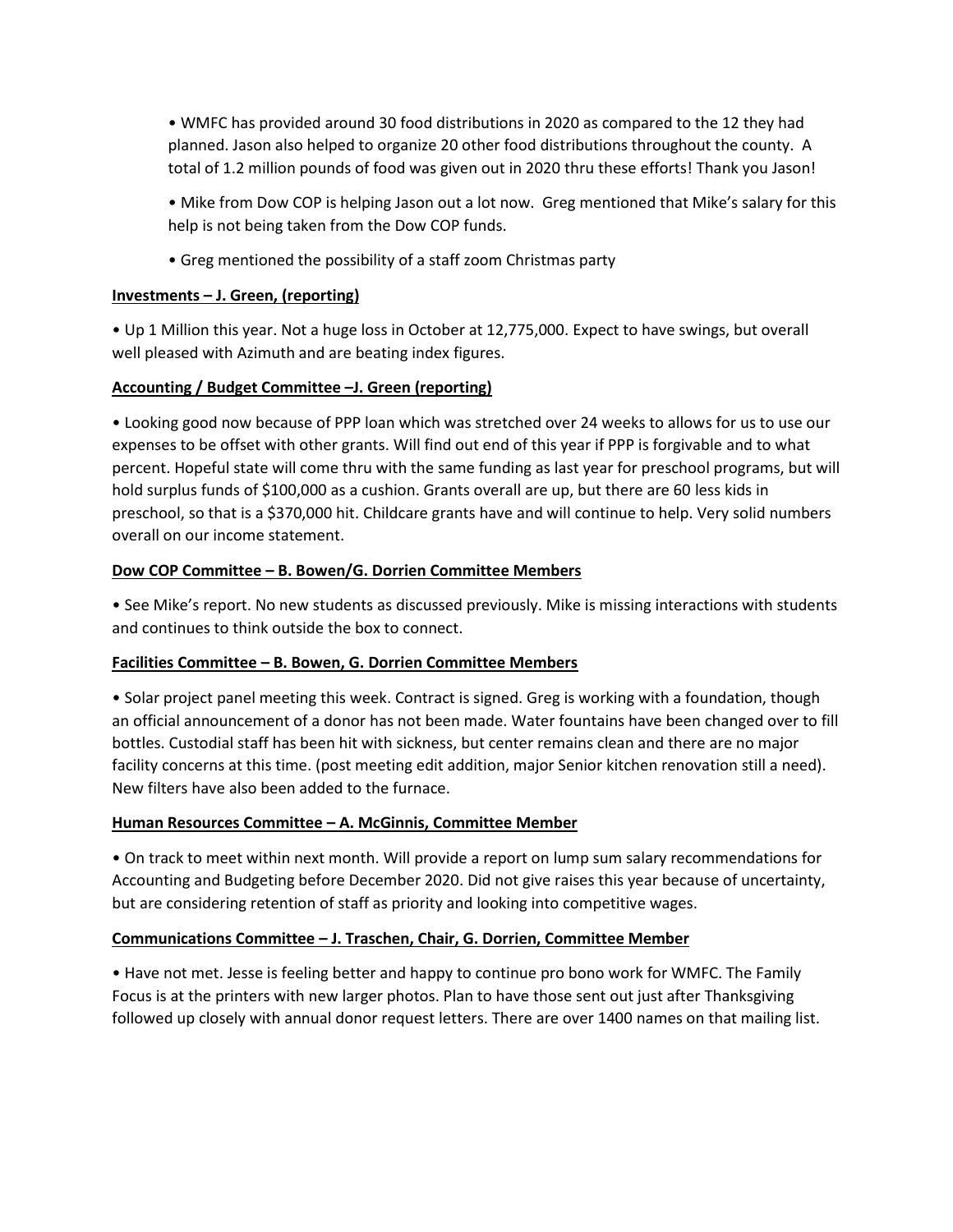• WMFC has provided around 30 food distributions in 2020 as compared to the 12 they had planned. Jason also helped to organize 20 other food distributions throughout the county. A total of 1.2 million pounds of food was given out in 2020 thru these efforts! Thank you Jason!

• Mike from Dow COP is helping Jason out a lot now. Greg mentioned that Mike's salary for this help is not being taken from the Dow COP funds.

• Greg mentioned the possibility of a staff zoom Christmas party

**Investments – J. Green, (reporting)**

• Up 1 Million this year. Not a huge loss in October at 12,775,000. Expect to have swings, but overall well pleased with Azimuth and are beating index figures.

**Accounting / Budget Committee –J. Green (reporting)**

• Looking good now because of PPP loan which was stretched over 24 weeks to allows for us to use our expenses to be offset with other grants. Will find out end of this year if PPP is forgivable and to what percent. Hopeful state will come thru with the same funding as last year for preschool programs, but will hold surplus funds of $100,000 as a cushion. Grants overall are up, but there are 60 less kids in preschool, so that is a $370,000 hit. Childcare grants have and will continue to help. Very solid numbers overall on our income statement.

**Dow COP Committee – B. Bowen/G. Dorrien Committee Members**

• See Mike's report. No new students as discussed previously. Mike is missing interactions with students and continues to think outside the box to connect.

**Facilities Committee – B. Bowen, G. Dorrien Committee Members**

• Solar project panel meeting this week. Contract is signed. Greg is working with a foundation, though an official announcement of a donor has not been made. Water fountains have been changed over to fill bottles. Custodial staff has been hit with sickness, but center remains clean and there are no major facility concerns at this time. (post meeting edit addition, major Senior kitchen renovation still a need). New filters have also been added to the furnace.

**Human Resources Committee – A. McGinnis, Committee Member**

• On track to meet within next month. Will provide a report on lump sum salary recommendations for Accounting and Budgeting before December 2020. Did not give raises this year because of uncertainty, but are considering retention of staff as priority and looking into competitive wages.

**Communications Committee – J. Traschen, Chair, G. Dorrien, Committee Member**

• Have not met. Jesse is feeling better and happy to continue pro bono work for WMFC. The Family Focus is at the printers with new larger photos. Plan to have those sent out just after Thanksgiving followed up closely with annual donor request letters. There are over 1400 names on that mailing list.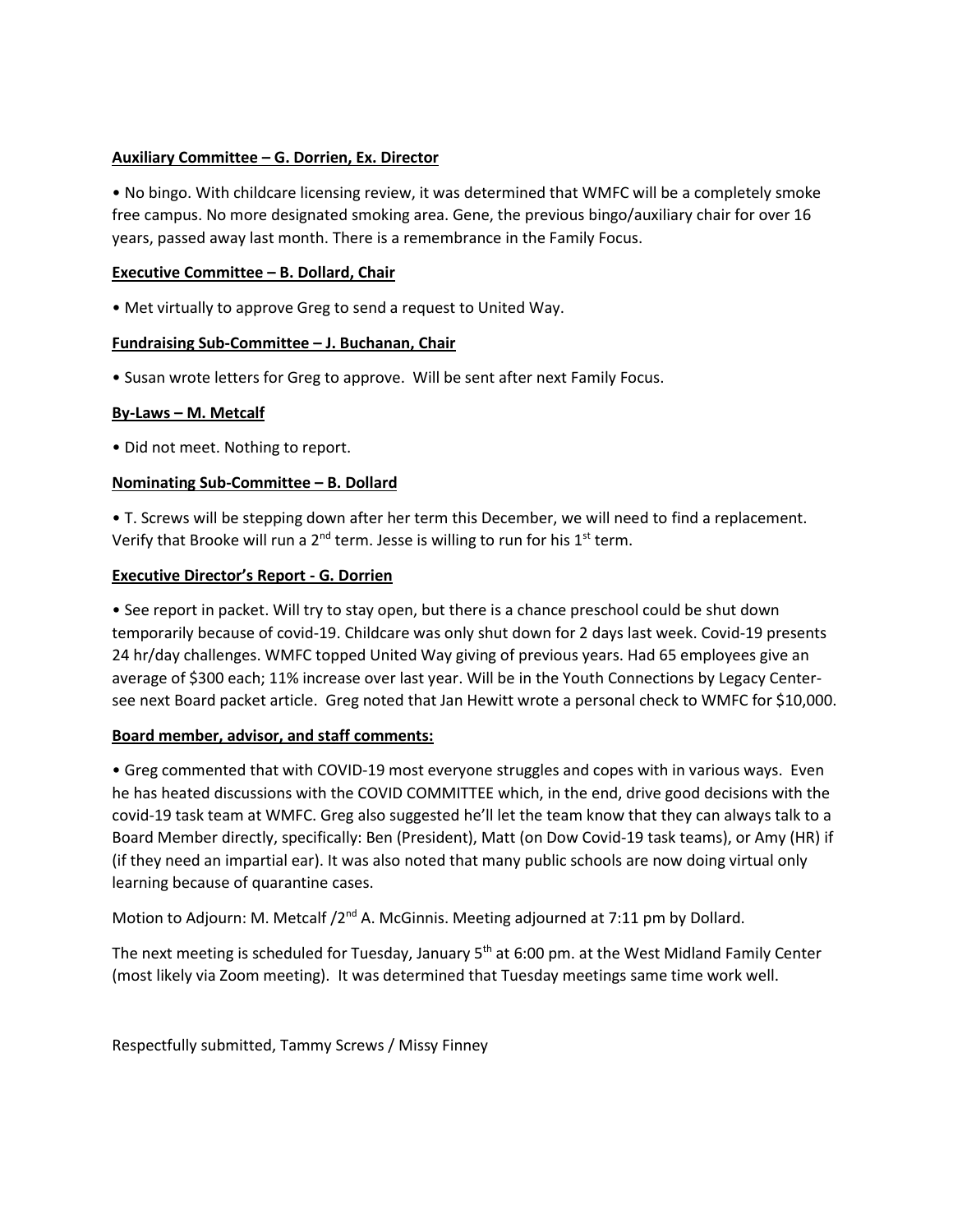**<u>Auxiliary Committee – G. Dorrien, Ex. Director</u>**

• No bingo. With childcare licensing review, it was determined that WMFC will be a completely smoke free campus. No more designated smoking area. Gene, the previous bingo/auxiliary chair for over 16 years, passed away last month. There is a remembrance in the Family Focus.

**<u>Executive Committee – B. Dollard, Chair</u>**

• Met virtually to approve Greg to send a request to United Way.

**<u>Fundraising Sub-Committee – J. Buchanan, Chair</u>**

• Susan wrote letters for Greg to approve. Will be sent after next Family Focus.

**<u>By-Laws – M. Metcalf</u>**

• Did not meet. Nothing to report.

**<u>Nominating Sub-Committee – B. Dollard</u>**

• T. Screws will be stepping down after her term this December, we will need to find a replacement. Verify that Brooke will run a 2nd term. Jesse is willing to run for his 1st term.

**<u>Executive Director's Report - G. Dorrien</u>**

• See report in packet. Will try to stay open, but there is a chance preschool could be shut down temporarily because of covid-19. Childcare was only shut down for 2 days last week. Covid-19 presents 24 hr/day challenges. WMFC topped United Way giving of previous years. Had 65 employees give an average of $300 each; 11% increase over last year. Will be in the Youth Connections by Legacy Center-see next Board packet article. Greg noted that Jan Hewitt wrote a personal check to WMFC for $10,000.

**<u>Board member, advisor, and staff comments:</u>**

• Greg commented that with COVID-19 most everyone struggles and copes with in various ways. Even he has heated discussions with the COVID COMMITTEE which, in the end, drive good decisions with the covid-19 task team at WMFC. Greg also suggested he'll let the team know that they can always talk to a Board Member directly, specifically: Ben (President), Matt (on Dow Covid-19 task teams), or Amy (HR) if (if they need an impartial ear). It was also noted that many public schools are now doing virtual only learning because of quarantine cases.

Motion to Adjourn: M. Metcalf /2nd A. McGinnis. Meeting adjourned at 7:11 pm by Dollard.

The next meeting is scheduled for Tuesday, January 5th at 6:00 pm. at the West Midland Family Center (most likely via Zoom meeting). It was determined that Tuesday meetings same time work well.

Respectfully submitted, Tammy Screws / Missy Finney